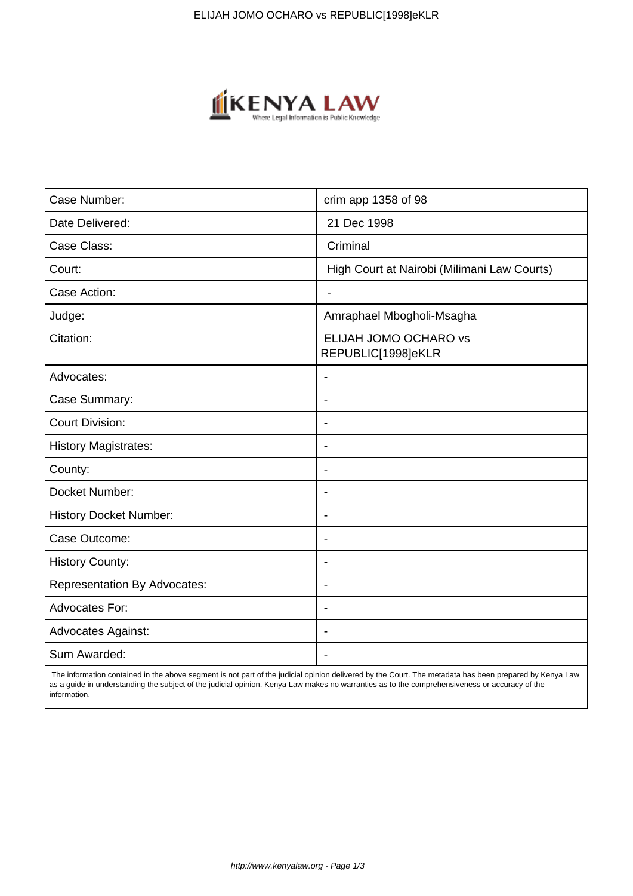| Case Number: | crim app 1358 of 98 |
| --- | --- |
| Date Delivered: | 21 Dec 1998 |
| Case Class: | Criminal |
| Court: | High Court at Nairobi (Milimani Law Courts) |
| Case Action: | - |
| Judge: | Amraphael Mbogholi-Msagha |
| Citation: | ELIJAH JOMO OCHARO vs REPUBLIC[1998]eKLR |
| Advocates: | - |
| Case Summary: | - |
| Court Division: | - |
| History Magistrates: | - |
| County: | - |
| Docket Number: | - |
| History Docket Number: | - |
| Case Outcome: | - |
| History County: | - |
| Representation By Advocates: | - |
| Advocates For: | - |
| Advocates Against: | - |
| Sum Awarded: | - |

The information contained in the above segment is not part of the judicial opinion delivered by the Court. The metadata has been prepared by Kenya Law as a guide in understanding the subject of the judicial opinion. Kenya Law makes no warranties as to the comprehensiveness or accuracy of the information.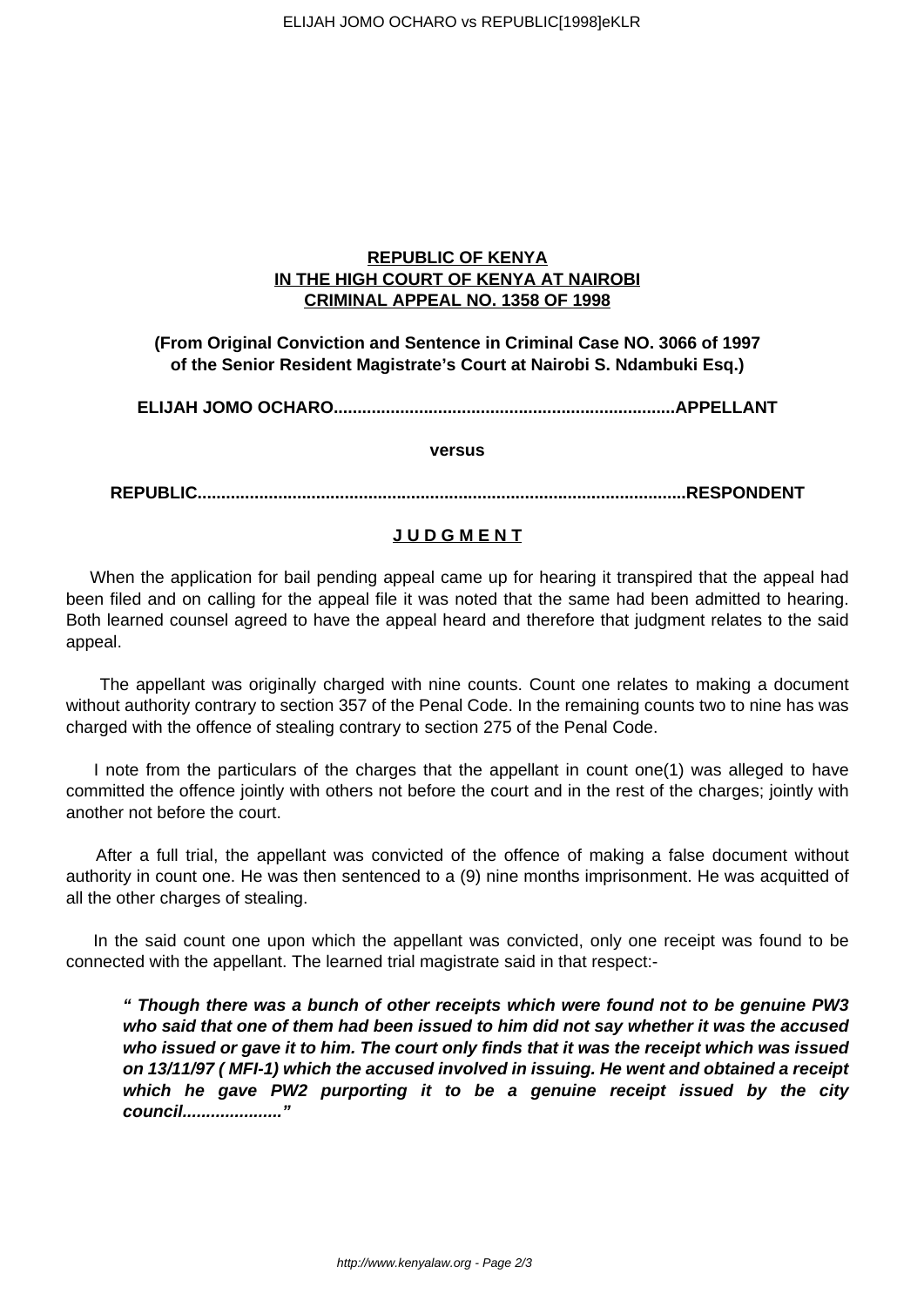**REPUBLIC OF KENYA**
**IN THE HIGH COURT OF KENYA AT NAIROBI**
**CRIMINAL APPEAL NO. 1358 OF 1998**

**(From Original Conviction and Sentence in Criminal Case NO. 3066 of 1997 of the Senior Resident Magistrate's Court at Nairobi S. Ndambuki Esq.)**

**ELIJAH JOMO OCHARO.......................................................................APPELLANT**

**versus**

**REPUBLIC.....................................................................................................RESPONDENT**

## J U D G M E N T

When the application for bail pending appeal came up for hearing it transpired that the appeal had been filed and on calling for the appeal file it was noted that the same had been admitted to hearing. Both learned counsel agreed to have the appeal heard and therefore that judgment relates to the said appeal.

The appellant was originally charged with nine counts. Count one relates to making a document without authority contrary to section 357 of the Penal Code. In the remaining counts two to nine has was charged with the offence of stealing contrary to section 275 of the Penal Code.

I note from the particulars of the charges that the appellant in count one(1) was alleged to have committed the offence jointly with others not before the court and in the rest of the charges; jointly with another not before the court.

After a full trial, the appellant was convicted of the offence of making a false document without authority in count one. He was then sentenced to a (9) nine months imprisonment. He was acquitted of all the other charges of stealing.

In the said count one upon which the appellant was convicted, only one receipt was found to be connected with the appellant. The learned trial magistrate said in that respect:-

> ***" Though there was a bunch of other receipts which were found not to be genuine PW3 who said that one of them had been issued to him did not say whether it was the accused who issued or gave it to him. The court only finds that it was the receipt which was issued on 13/11/97 ( MFI-1) which the accused involved in issuing. He went and obtained a receipt which he gave PW2 purporting it to be a genuine receipt issued by the city council....................."***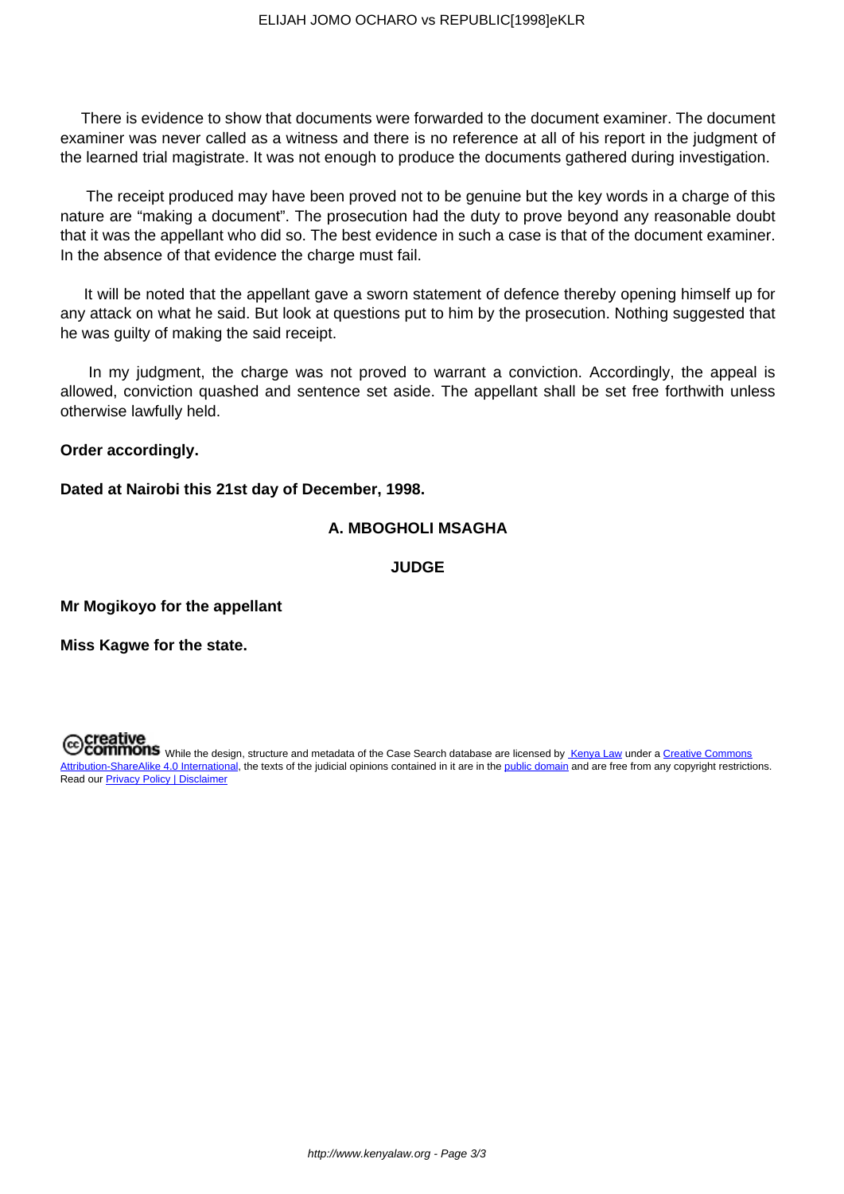There is evidence to show that documents were forwarded to the document examiner. The document examiner was never called as a witness and there is no reference at all of his report in the judgment of the learned trial magistrate. It was not enough to produce the documents gathered during investigation.

The receipt produced may have been proved not to be genuine but the key words in a charge of this nature are "making a document". The prosecution had the duty to prove beyond any reasonable doubt that it was the appellant who did so. The best evidence in such a case is that of the document examiner. In the absence of that evidence the charge must fail.

It will be noted that the appellant gave a sworn statement of defence thereby opening himself up for any attack on what he said. But look at questions put to him by the prosecution. Nothing suggested that he was guilty of making the said receipt.

In my judgment, the charge was not proved to warrant a conviction. Accordingly, the appeal is allowed, conviction quashed and sentence set aside. The appellant shall be set free forthwith unless otherwise lawfully held.

**Order accordingly.**

**Dated at Nairobi this 21st day of December, 1998.**

**A. MBOGHOLI MSAGHA**

**JUDGE**

**Mr Mogikoyo for the appellant**

**Miss Kagwe for the state.**

While the design, structure and metadata of the Case Search database are licensed by Kenya Law under a Creative Commons Attribution-ShareAlike 4.0 International, the texts of the judicial opinions contained in it are in the public domain and are free from any copyright restrictions. Read our Privacy Policy | Disclaimer